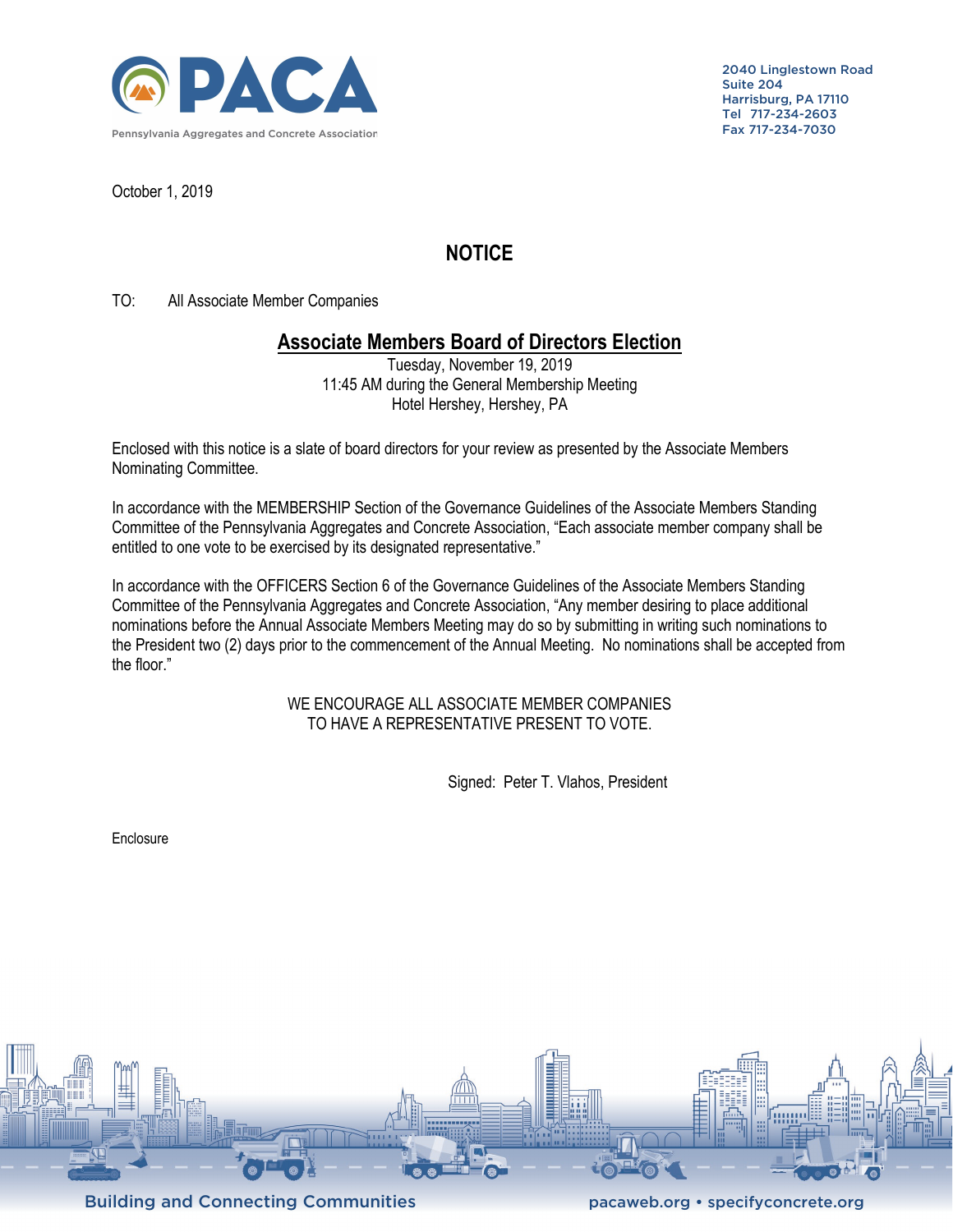PACA

Pennsylvania Aggregates and Concrete Association

2040 Linglestown Road
Suite 204
Harrisburg, PA 17110
Tel 717-234-2603
Fax 717-234-7030

October 1, 2019

# NOTICE

TO: All Associate Member Companies

## Associate Members Board of Directors Election

Tuesday, November 19, 2019
11:45 AM during the General Membership Meeting
Hotel Hershey, Hershey, PA

Enclosed with this notice is a slate of board directors for your review as presented by the Associate Members Nominating Committee.

In accordance with the MEMBERSHIP Section of the Governance Guidelines of the Associate Members Standing Committee of the Pennsylvania Aggregates and Concrete Association, "Each associate member company shall be entitled to one vote to be exercised by its designated representative."

In accordance with the OFFICERS Section 6 of the Governance Guidelines of the Associate Members Standing Committee of the Pennsylvania Aggregates and Concrete Association, "Any member desiring to place additional nominations before the Annual Associate Members Meeting may do so by submitting in writing such nominations to the President two (2) days prior to the commencement of the Annual Meeting. No nominations shall be accepted from the floor."

WE ENCOURAGE ALL ASSOCIATE MEMBER COMPANIES
TO HAVE A REPRESENTATIVE PRESENT TO VOTE.

Signed: Peter T. Vlahos, President

Enclosure

Building and Connecting Communities

pacaweb.org • specifyconcrete.org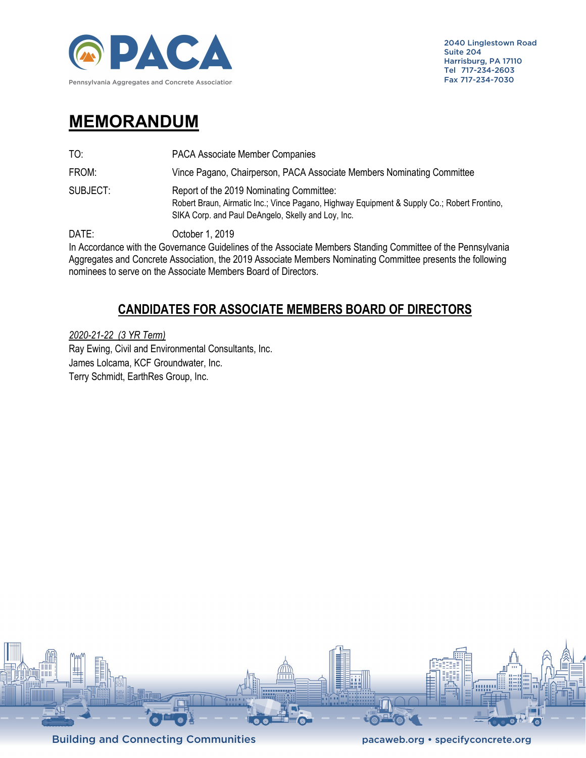**PACA**

Pennsylvania Aggregates and Concrete Association

2040 Linglestown Road
Suite 204
Harrisburg, PA 17110
Tel 717-234-2603
Fax 717-234-7030

# MEMORANDUM

TO: PACA Associate Member Companies

FROM: Vince Pagano, Chairperson, PACA Associate Members Nominating Committee

SUBJECT: Report of the 2019 Nominating Committee:
Robert Braun, Airmatic Inc.; Vince Pagano, Highway Equipment & Supply Co.; Robert Frontino, SIKA Corp. and Paul DeAngelo, Skelly and Loy, Inc.

DATE: October 1, 2019

In Accordance with the Governance Guidelines of the Associate Members Standing Committee of the Pennsylvania Aggregates and Concrete Association, the 2019 Associate Members Nominating Committee presents the following nominees to serve on the Associate Members Board of Directors.

## CANDIDATES FOR ASSOCIATE MEMBERS BOARD OF DIRECTORS

*2020-21-22 (3 YR Term)*

Ray Ewing, Civil and Environmental Consultants, Inc.
James Lolcama, KCF Groundwater, Inc.
Terry Schmidt, EarthRes Group, Inc.

Building and Connecting Communities

pacaweb.org • specifyconcrete.org